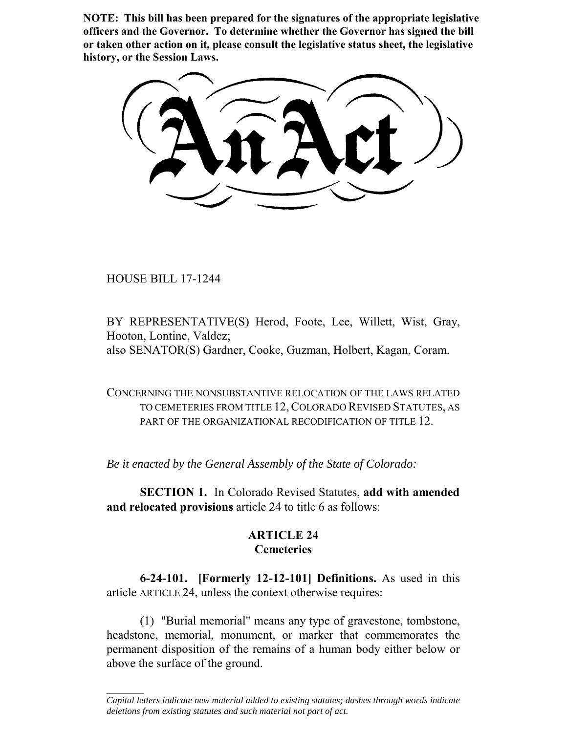**NOTE: This bill has been prepared for the signatures of the appropriate legislative officers and the Governor. To determine whether the Governor has signed the bill or taken other action on it, please consult the legislative status sheet, the legislative history, or the Session Laws.**

# An Act

HOUSE BILL 17-1244

BY REPRESENTATIVE(S) Herod, Foote, Lee, Willett, Wist, Gray, Hooton, Lontine, Valdez;
also SENATOR(S) Gardner, Cooke, Guzman, Holbert, Kagan, Coram.

CONCERNING THE NONSUBSTANTIVE RELOCATION OF THE LAWS RELATED TO CEMETERIES FROM TITLE 12, COLORADO REVISED STATUTES, AS PART OF THE ORGANIZATIONAL RECODIFICATION OF TITLE 12.

*Be it enacted by the General Assembly of the State of Colorado:*

**SECTION 1.** In Colorado Revised Statutes, **add with amended and relocated provisions** article 24 to title 6 as follows:

## ARTICLE 24
## Cemeteries

**6-24-101. [Formerly 12-12-101] Definitions.** As used in this ~~article~~ ARTICLE 24, unless the context otherwise requires:

(1) "Burial memorial" means any type of gravestone, tombstone, headstone, memorial, monument, or marker that commemorates the permanent disposition of the remains of a human body either below or above the surface of the ground.

*Capital letters indicate new material added to existing statutes; dashes through words indicate deletions from existing statutes and such material not part of act.*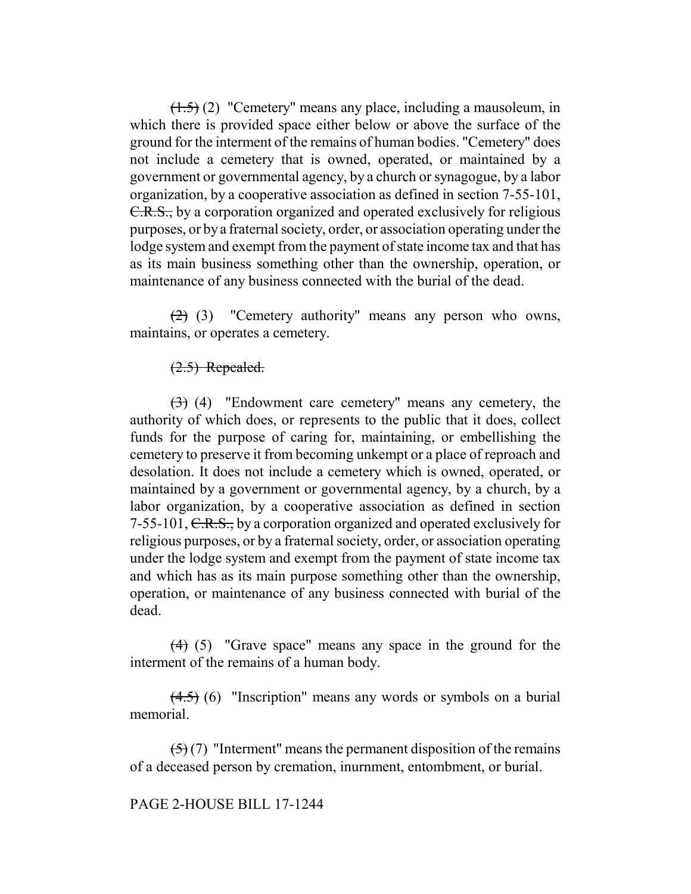~~(1.5)~~ (2) "Cemetery" means any place, including a mausoleum, in which there is provided space either below or above the surface of the ground for the interment of the remains of human bodies. "Cemetery" does not include a cemetery that is owned, operated, or maintained by a government or governmental agency, by a church or synagogue, by a labor organization, by a cooperative association as defined in section 7-55-101, ~~C.R.S.,~~ by a corporation organized and operated exclusively for religious purposes, or by a fraternal society, order, or association operating under the lodge system and exempt from the payment of state income tax and that has as its main business something other than the ownership, operation, or maintenance of any business connected with the burial of the dead.

~~(2)~~ (3) "Cemetery authority" means any person who owns, maintains, or operates a cemetery.

~~(2.5) Repealed.~~

~~(3)~~ (4) "Endowment care cemetery" means any cemetery, the authority of which does, or represents to the public that it does, collect funds for the purpose of caring for, maintaining, or embellishing the cemetery to preserve it from becoming unkempt or a place of reproach and desolation. It does not include a cemetery which is owned, operated, or maintained by a government or governmental agency, by a church, by a labor organization, by a cooperative association as defined in section 7-55-101, ~~C.R.S.,~~ by a corporation organized and operated exclusively for religious purposes, or by a fraternal society, order, or association operating under the lodge system and exempt from the payment of state income tax and which has as its main purpose something other than the ownership, operation, or maintenance of any business connected with burial of the dead.

~~(4)~~ (5) "Grave space" means any space in the ground for the interment of the remains of a human body.

~~(4.5)~~ (6) "Inscription" means any words or symbols on a burial memorial.

~~(5)~~ (7) "Interment" means the permanent disposition of the remains of a deceased person by cremation, inurnment, entombment, or burial.

PAGE 2-HOUSE BILL 17-1244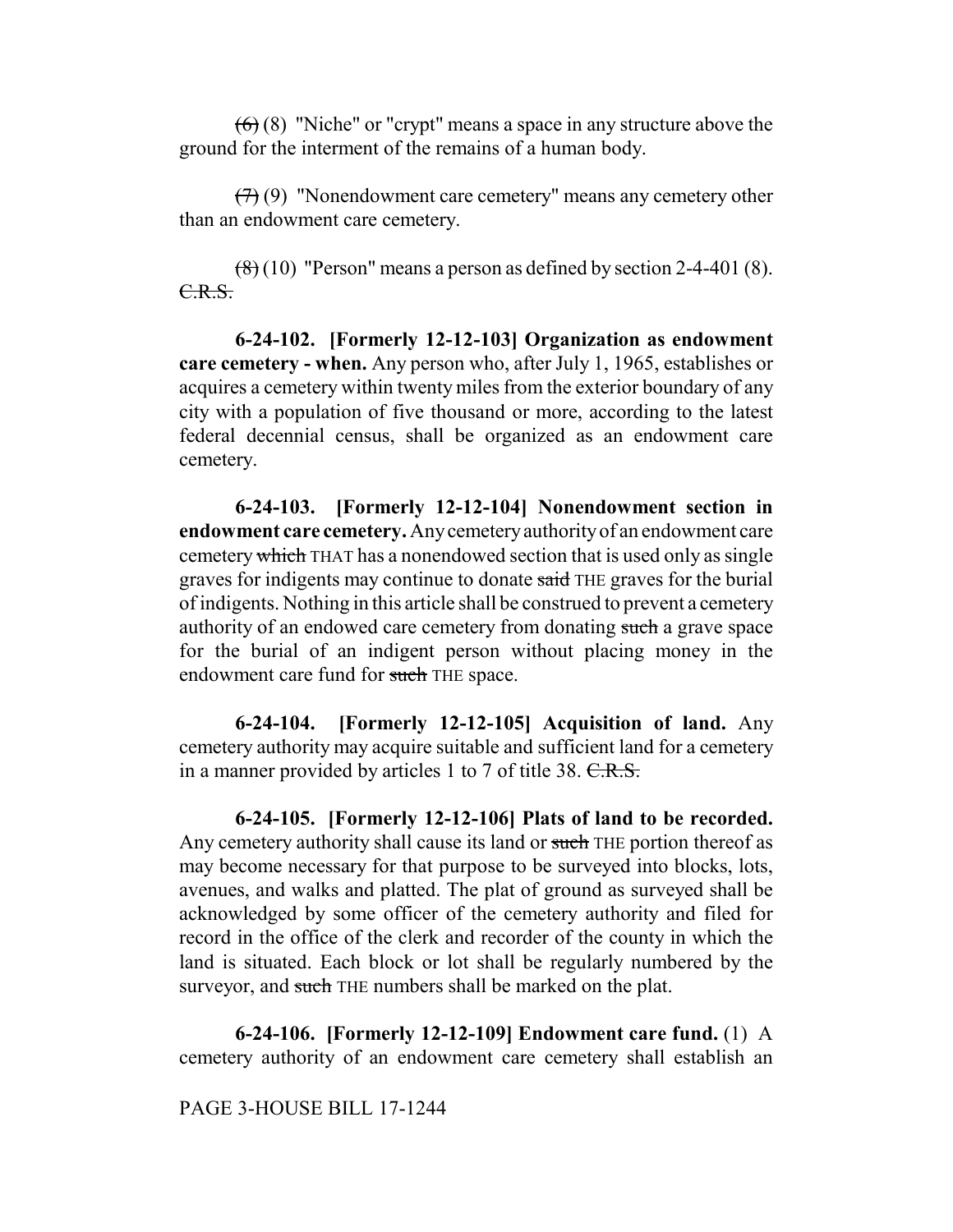~~(6)~~ (8) "Niche" or "crypt" means a space in any structure above the ground for the interment of the remains of a human body.

~~(7)~~ (9) "Nonendowment care cemetery" means any cemetery other than an endowment care cemetery.

~~(8)~~ (10) "Person" means a person as defined by section 2-4-401 (8). ~~C.R.S.~~

**6-24-102. [Formerly 12-12-103] Organization as endowment care cemetery - when.** Any person who, after July 1, 1965, establishes or acquires a cemetery within twenty miles from the exterior boundary of any city with a population of five thousand or more, according to the latest federal decennial census, shall be organized as an endowment care cemetery.

**6-24-103. [Formerly 12-12-104] Nonendowment section in endowment care cemetery.** Any cemetery authority of an endowment care cemetery ~~which~~ THAT has a nonendowed section that is used only as single graves for indigents may continue to donate ~~said~~ THE graves for the burial of indigents. Nothing in this article shall be construed to prevent a cemetery authority of an endowed care cemetery from donating ~~such~~ a grave space for the burial of an indigent person without placing money in the endowment care fund for ~~such~~ THE space.

**6-24-104. [Formerly 12-12-105] Acquisition of land.** Any cemetery authority may acquire suitable and sufficient land for a cemetery in a manner provided by articles 1 to 7 of title 38. ~~C.R.S.~~

**6-24-105. [Formerly 12-12-106] Plats of land to be recorded.** Any cemetery authority shall cause its land or ~~such~~ THE portion thereof as may become necessary for that purpose to be surveyed into blocks, lots, avenues, and walks and platted. The plat of ground as surveyed shall be acknowledged by some officer of the cemetery authority and filed for record in the office of the clerk and recorder of the county in which the land is situated. Each block or lot shall be regularly numbered by the surveyor, and ~~such~~ THE numbers shall be marked on the plat.

**6-24-106. [Formerly 12-12-109] Endowment care fund.** (1) A cemetery authority of an endowment care cemetery shall establish an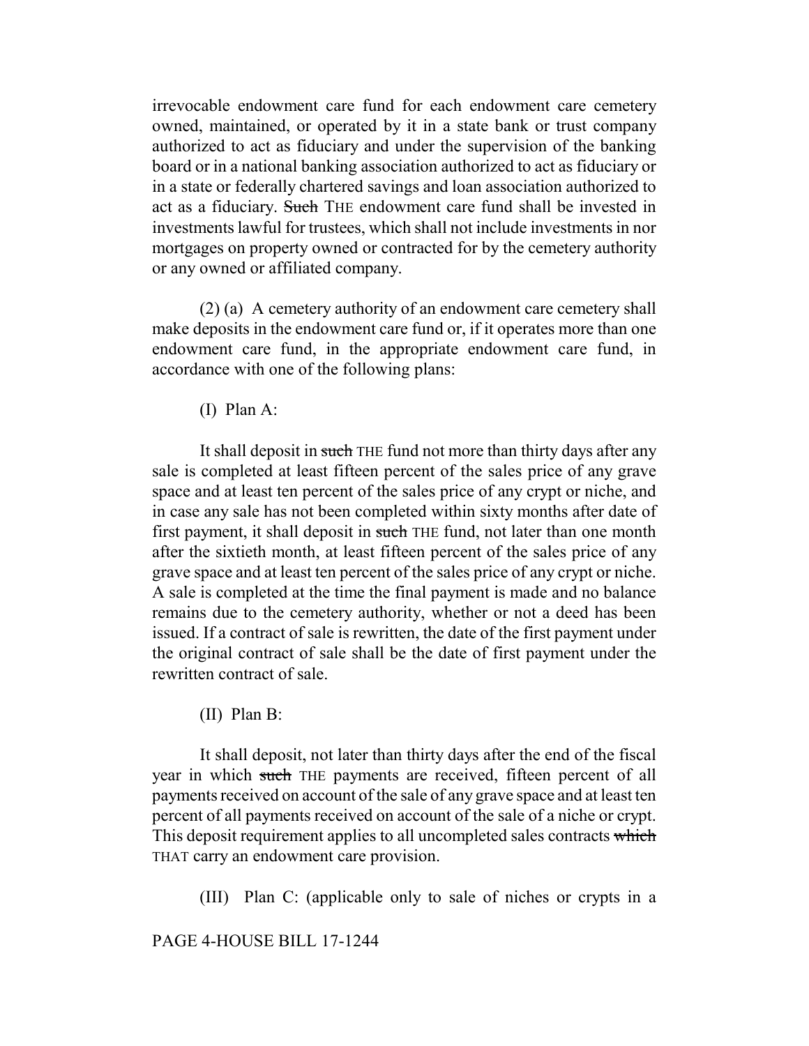irrevocable endowment care fund for each endowment care cemetery owned, maintained, or operated by it in a state bank or trust company authorized to act as fiduciary and under the supervision of the banking board or in a national banking association authorized to act as fiduciary or in a state or federally chartered savings and loan association authorized to act as a fiduciary. ~~Such~~ THE endowment care fund shall be invested in investments lawful for trustees, which shall not include investments in nor mortgages on property owned or contracted for by the cemetery authority or any owned or affiliated company.

(2) (a) A cemetery authority of an endowment care cemetery shall make deposits in the endowment care fund or, if it operates more than one endowment care fund, in the appropriate endowment care fund, in accordance with one of the following plans:

(I) Plan A:

It shall deposit in ~~such~~ THE fund not more than thirty days after any sale is completed at least fifteen percent of the sales price of any grave space and at least ten percent of the sales price of any crypt or niche, and in case any sale has not been completed within sixty months after date of first payment, it shall deposit in ~~such~~ THE fund, not later than one month after the sixtieth month, at least fifteen percent of the sales price of any grave space and at least ten percent of the sales price of any crypt or niche. A sale is completed at the time the final payment is made and no balance remains due to the cemetery authority, whether or not a deed has been issued. If a contract of sale is rewritten, the date of the first payment under the original contract of sale shall be the date of first payment under the rewritten contract of sale.

(II) Plan B:

It shall deposit, not later than thirty days after the end of the fiscal year in which ~~such~~ THE payments are received, fifteen percent of all payments received on account of the sale of any grave space and at least ten percent of all payments received on account of the sale of a niche or crypt. This deposit requirement applies to all uncompleted sales contracts ~~which~~ THAT carry an endowment care provision.

(III) Plan C: (applicable only to sale of niches or crypts in a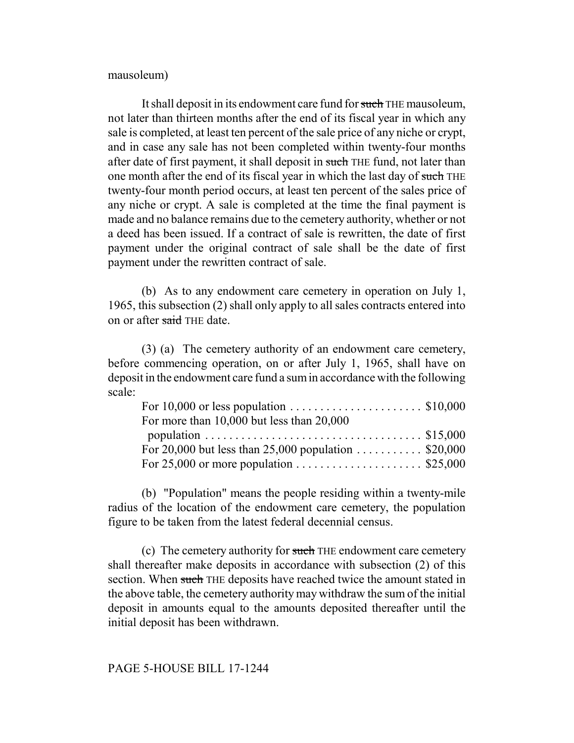mausoleum)

It shall deposit in its endowment care fund for ~~such~~ THE mausoleum, not later than thirteen months after the end of its fiscal year in which any sale is completed, at least ten percent of the sale price of any niche or crypt, and in case any sale has not been completed within twenty-four months after date of first payment, it shall deposit in ~~such~~ THE fund, not later than one month after the end of its fiscal year in which the last day of ~~such~~ THE twenty-four month period occurs, at least ten percent of the sales price of any niche or crypt. A sale is completed at the time the final payment is made and no balance remains due to the cemetery authority, whether or not a deed has been issued. If a contract of sale is rewritten, the date of first payment under the original contract of sale shall be the date of first payment under the rewritten contract of sale.

(b) As to any endowment care cemetery in operation on July 1, 1965, this subsection (2) shall only apply to all sales contracts entered into on or after ~~said~~ THE date.

(3) (a) The cemetery authority of an endowment care cemetery, before commencing operation, on or after July 1, 1965, shall have on deposit in the endowment care fund a sum in accordance with the following scale:

| | |
|---|---|
| For 10,000 or less population | $10,000 |
| For more than 10,000 but less than 20,000 population | $15,000 |
| For 20,000 but less than 25,000 population | $20,000 |
| For 25,000 or more population | $25,000 |

(b) "Population" means the people residing within a twenty-mile radius of the location of the endowment care cemetery, the population figure to be taken from the latest federal decennial census.

(c) The cemetery authority for ~~such~~ THE endowment care cemetery shall thereafter make deposits in accordance with subsection (2) of this section. When ~~such~~ THE deposits have reached twice the amount stated in the above table, the cemetery authority may withdraw the sum of the initial deposit in amounts equal to the amounts deposited thereafter until the initial deposit has been withdrawn.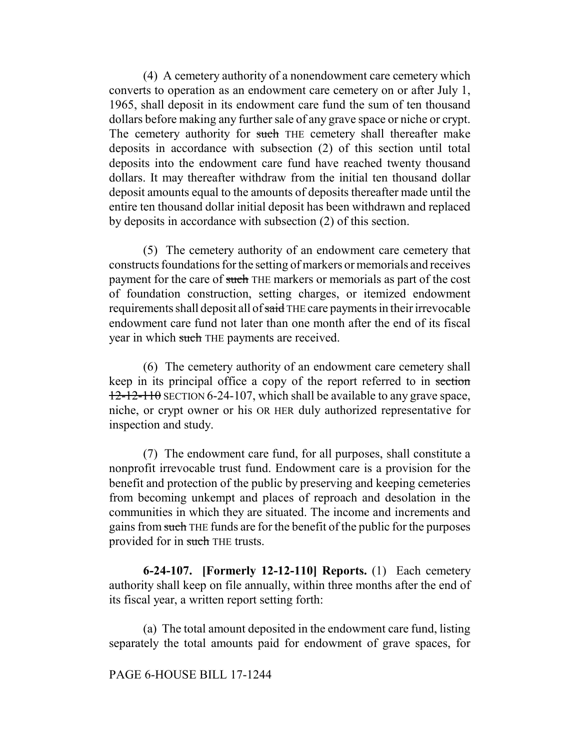(4) A cemetery authority of a nonendowment care cemetery which converts to operation as an endowment care cemetery on or after July 1, 1965, shall deposit in its endowment care fund the sum of ten thousand dollars before making any further sale of any grave space or niche or crypt. The cemetery authority for ~~such~~ THE cemetery shall thereafter make deposits in accordance with subsection (2) of this section until total deposits into the endowment care fund have reached twenty thousand dollars. It may thereafter withdraw from the initial ten thousand dollar deposit amounts equal to the amounts of deposits thereafter made until the entire ten thousand dollar initial deposit has been withdrawn and replaced by deposits in accordance with subsection (2) of this section.

(5) The cemetery authority of an endowment care cemetery that constructs foundations for the setting of markers or memorials and receives payment for the care of ~~such~~ THE markers or memorials as part of the cost of foundation construction, setting charges, or itemized endowment requirements shall deposit all of ~~said~~ THE care payments in their irrevocable endowment care fund not later than one month after the end of its fiscal year in which ~~such~~ THE payments are received.

(6) The cemetery authority of an endowment care cemetery shall keep in its principal office a copy of the report referred to in ~~section 12-12-110~~ SECTION 6-24-107, which shall be available to any grave space, niche, or crypt owner or his OR HER duly authorized representative for inspection and study.

(7) The endowment care fund, for all purposes, shall constitute a nonprofit irrevocable trust fund. Endowment care is a provision for the benefit and protection of the public by preserving and keeping cemeteries from becoming unkempt and places of reproach and desolation in the communities in which they are situated. The income and increments and gains from ~~such~~ THE funds are for the benefit of the public for the purposes provided for in ~~such~~ THE trusts.

**6-24-107. [Formerly 12-12-110] Reports.** (1) Each cemetery authority shall keep on file annually, within three months after the end of its fiscal year, a written report setting forth:

(a) The total amount deposited in the endowment care fund, listing separately the total amounts paid for endowment of grave spaces, for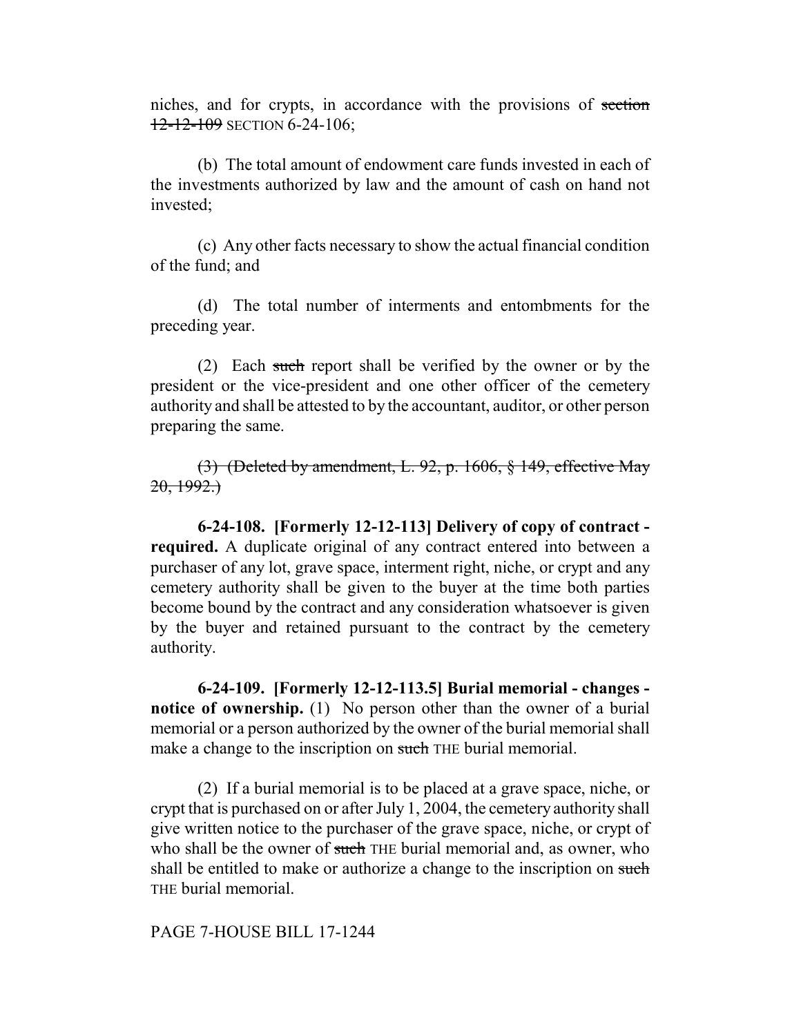niches, and for crypts, in accordance with the provisions of ~~section 12-12-109~~ SECTION 6-24-106;

(b) The total amount of endowment care funds invested in each of the investments authorized by law and the amount of cash on hand not invested;

(c) Any other facts necessary to show the actual financial condition of the fund; and

(d) The total number of interments and entombments for the preceding year.

(2) Each ~~such~~ report shall be verified by the owner or by the president or the vice-president and one other officer of the cemetery authority and shall be attested to by the accountant, auditor, or other person preparing the same.

~~(3) (Deleted by amendment, L. 92, p. 1606, § 149, effective May 20, 1992.)~~

**6-24-108. [Formerly 12-12-113] Delivery of copy of contract - required.** A duplicate original of any contract entered into between a purchaser of any lot, grave space, interment right, niche, or crypt and any cemetery authority shall be given to the buyer at the time both parties become bound by the contract and any consideration whatsoever is given by the buyer and retained pursuant to the contract by the cemetery authority.

**6-24-109. [Formerly 12-12-113.5] Burial memorial - changes - notice of ownership.** (1) No person other than the owner of a burial memorial or a person authorized by the owner of the burial memorial shall make a change to the inscription on ~~such~~ THE burial memorial.

(2) If a burial memorial is to be placed at a grave space, niche, or crypt that is purchased on or after July 1, 2004, the cemetery authority shall give written notice to the purchaser of the grave space, niche, or crypt of who shall be the owner of ~~such~~ THE burial memorial and, as owner, who shall be entitled to make or authorize a change to the inscription on ~~such~~ THE burial memorial.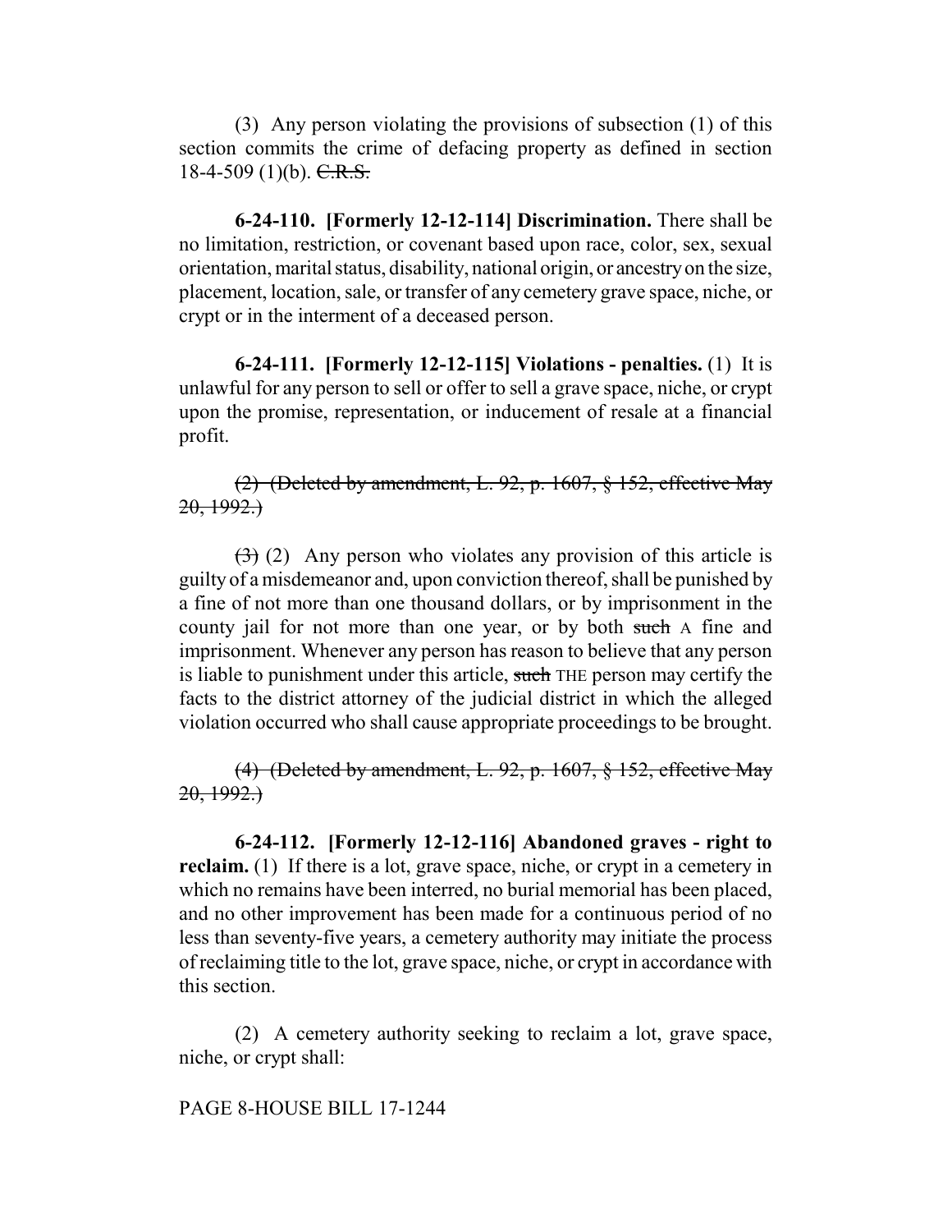(3) Any person violating the provisions of subsection (1) of this section commits the crime of defacing property as defined in section 18-4-509 (1)(b). ~~C.R.S.~~

**6-24-110. [Formerly 12-12-114] Discrimination.** There shall be no limitation, restriction, or covenant based upon race, color, sex, sexual orientation, marital status, disability, national origin, or ancestry on the size, placement, location, sale, or transfer of any cemetery grave space, niche, or crypt or in the interment of a deceased person.

**6-24-111. [Formerly 12-12-115] Violations - penalties.** (1) It is unlawful for any person to sell or offer to sell a grave space, niche, or crypt upon the promise, representation, or inducement of resale at a financial profit.

~~(2) (Deleted by amendment, L. 92, p. 1607, § 152, effective May 20, 1992.)~~

~~(3)~~ (2) Any person who violates any provision of this article is guilty of a misdemeanor and, upon conviction thereof, shall be punished by a fine of not more than one thousand dollars, or by imprisonment in the county jail for not more than one year, or by both ~~such~~ A fine and imprisonment. Whenever any person has reason to believe that any person is liable to punishment under this article, ~~such~~ THE person may certify the facts to the district attorney of the judicial district in which the alleged violation occurred who shall cause appropriate proceedings to be brought.

~~(4) (Deleted by amendment, L. 92, p. 1607, § 152, effective May 20, 1992.)~~

**6-24-112. [Formerly 12-12-116] Abandoned graves - right to reclaim.** (1) If there is a lot, grave space, niche, or crypt in a cemetery in which no remains have been interred, no burial memorial has been placed, and no other improvement has been made for a continuous period of no less than seventy-five years, a cemetery authority may initiate the process of reclaiming title to the lot, grave space, niche, or crypt in accordance with this section.

(2) A cemetery authority seeking to reclaim a lot, grave space, niche, or crypt shall:

PAGE 8-HOUSE BILL 17-1244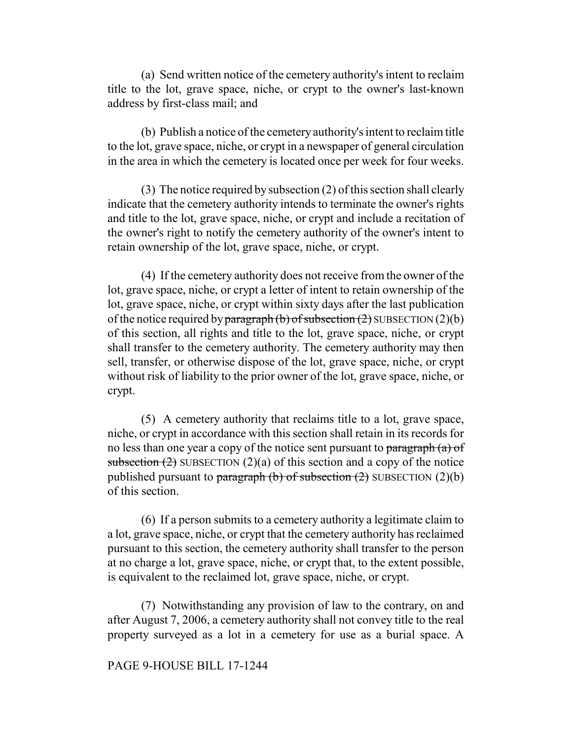(a) Send written notice of the cemetery authority's intent to reclaim title to the lot, grave space, niche, or crypt to the owner's last-known address by first-class mail; and

(b) Publish a notice of the cemetery authority's intent to reclaim title to the lot, grave space, niche, or crypt in a newspaper of general circulation in the area in which the cemetery is located once per week for four weeks.

(3) The notice required by subsection (2) of this section shall clearly indicate that the cemetery authority intends to terminate the owner's rights and title to the lot, grave space, niche, or crypt and include a recitation of the owner's right to notify the cemetery authority of the owner's intent to retain ownership of the lot, grave space, niche, or crypt.

(4) If the cemetery authority does not receive from the owner of the lot, grave space, niche, or crypt a letter of intent to retain ownership of the lot, grave space, niche, or crypt within sixty days after the last publication of the notice required by ~~paragraph (b) of subsection (2)~~ SUBSECTION (2)(b) of this section, all rights and title to the lot, grave space, niche, or crypt shall transfer to the cemetery authority. The cemetery authority may then sell, transfer, or otherwise dispose of the lot, grave space, niche, or crypt without risk of liability to the prior owner of the lot, grave space, niche, or crypt.

(5) A cemetery authority that reclaims title to a lot, grave space, niche, or crypt in accordance with this section shall retain in its records for no less than one year a copy of the notice sent pursuant to ~~paragraph (a) of subsection (2)~~ SUBSECTION (2)(a) of this section and a copy of the notice published pursuant to ~~paragraph (b) of subsection (2)~~ SUBSECTION (2)(b) of this section.

(6) If a person submits to a cemetery authority a legitimate claim to a lot, grave space, niche, or crypt that the cemetery authority has reclaimed pursuant to this section, the cemetery authority shall transfer to the person at no charge a lot, grave space, niche, or crypt that, to the extent possible, is equivalent to the reclaimed lot, grave space, niche, or crypt.

(7) Notwithstanding any provision of law to the contrary, on and after August 7, 2006, a cemetery authority shall not convey title to the real property surveyed as a lot in a cemetery for use as a burial space. A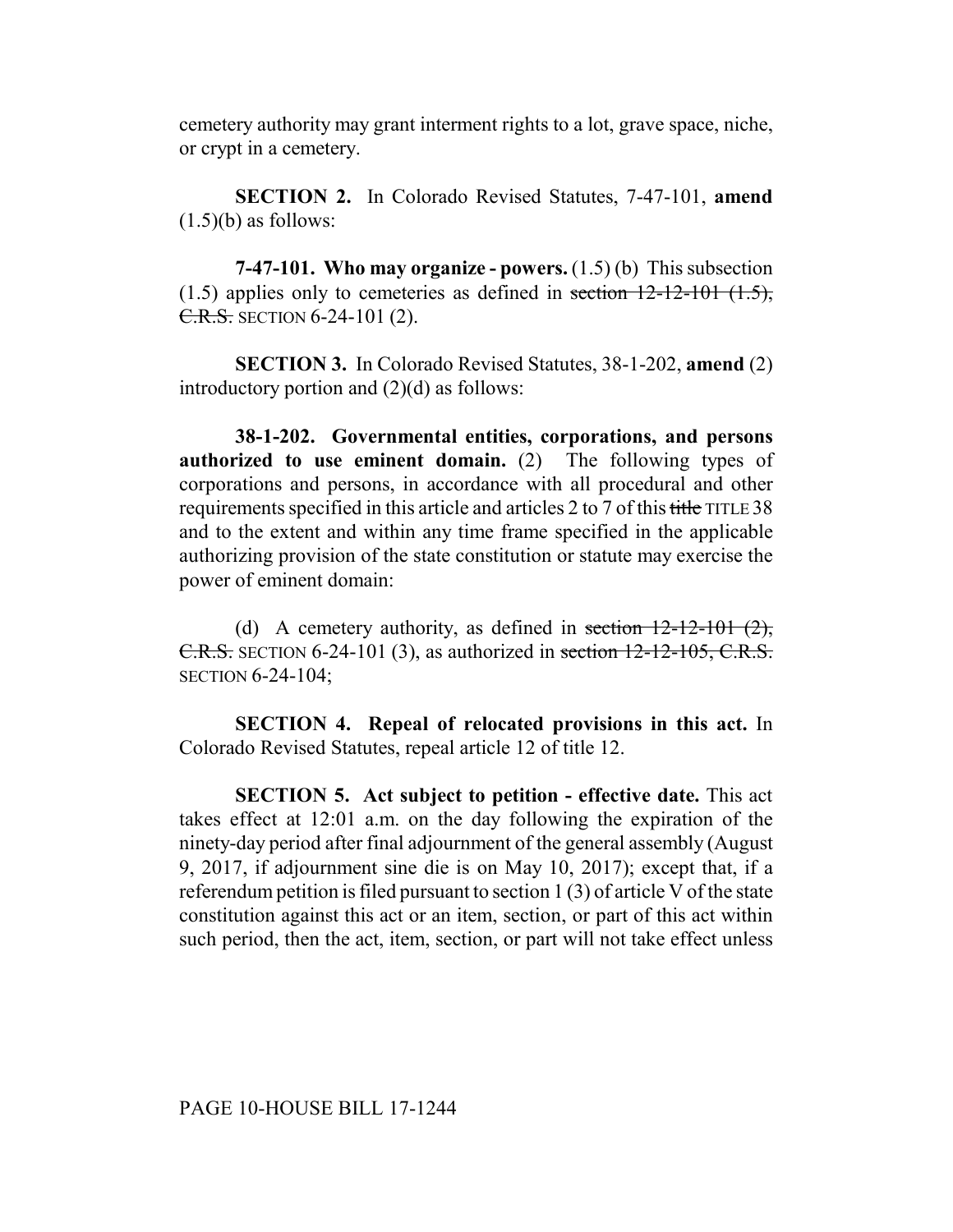cemetery authority may grant interment rights to a lot, grave space, niche, or crypt in a cemetery.

**SECTION 2.** In Colorado Revised Statutes, 7-47-101, **amend** (1.5)(b) as follows:

**7-47-101. Who may organize - powers.** (1.5) (b) This subsection (1.5) applies only to cemeteries as defined in ~~section 12-12-101 (1.5), C.R.S.~~ SECTION 6-24-101 (2).

**SECTION 3.** In Colorado Revised Statutes, 38-1-202, **amend** (2) introductory portion and (2)(d) as follows:

**38-1-202. Governmental entities, corporations, and persons authorized to use eminent domain.** (2) The following types of corporations and persons, in accordance with all procedural and other requirements specified in this article and articles 2 to 7 of this ~~title~~ TITLE 38 and to the extent and within any time frame specified in the applicable authorizing provision of the state constitution or statute may exercise the power of eminent domain:

(d) A cemetery authority, as defined in ~~section 12-12-101 (2), C.R.S.~~ SECTION 6-24-101 (3), as authorized in ~~section 12-12-105, C.R.S.~~ SECTION 6-24-104;

**SECTION 4. Repeal of relocated provisions in this act.** In Colorado Revised Statutes, repeal article 12 of title 12.

**SECTION 5. Act subject to petition - effective date.** This act takes effect at 12:01 a.m. on the day following the expiration of the ninety-day period after final adjournment of the general assembly (August 9, 2017, if adjournment sine die is on May 10, 2017); except that, if a referendum petition is filed pursuant to section 1 (3) of article V of the state constitution against this act or an item, section, or part of this act within such period, then the act, item, section, or part will not take effect unless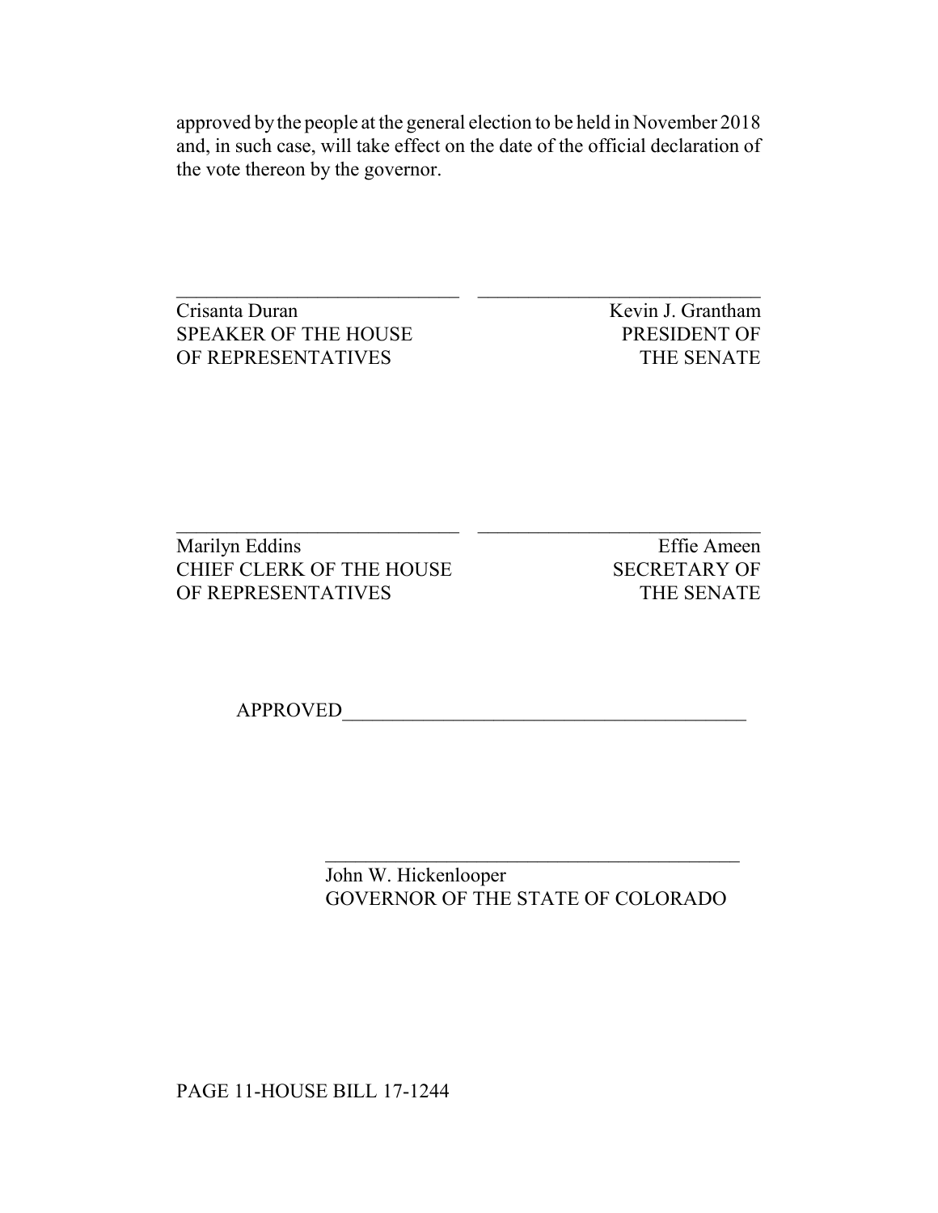approved by the people at the general election to be held in November 2018 and, in such case, will take effect on the date of the official declaration of the vote thereon by the governor.

\_\_\_\_\_\_\_\_\_\_\_\_\_\_\_\_\_\_\_\_\_\_\_\_\_\_\_\_
Crisanta Duran
SPEAKER OF THE HOUSE
OF REPRESENTATIVES

\_\_\_\_\_\_\_\_\_\_\_\_\_\_\_\_\_\_\_\_\_\_\_\_\_\_\_\_
Kevin J. Grantham
PRESIDENT OF
THE SENATE

\_\_\_\_\_\_\_\_\_\_\_\_\_\_\_\_\_\_\_\_\_\_\_\_\_\_\_\_
Marilyn Eddins
CHIEF CLERK OF THE HOUSE
OF REPRESENTATIVES

\_\_\_\_\_\_\_\_\_\_\_\_\_\_\_\_\_\_\_\_\_\_\_\_\_\_\_\_
Effie Ameen
SECRETARY OF
THE SENATE

APPROVED\_\_\_\_\_\_\_\_\_\_\_\_\_\_\_\_\_\_\_\_\_\_\_\_\_\_\_\_\_\_\_\_\_\_\_\_\_\_\_\_

\_\_\_\_\_\_\_\_\_\_\_\_\_\_\_\_\_\_\_\_\_\_\_\_\_\_\_\_\_\_\_\_\_\_\_\_\_\_\_\_
John W. Hickenlooper
GOVERNOR OF THE STATE OF COLORADO

PAGE 11-HOUSE BILL 17-1244